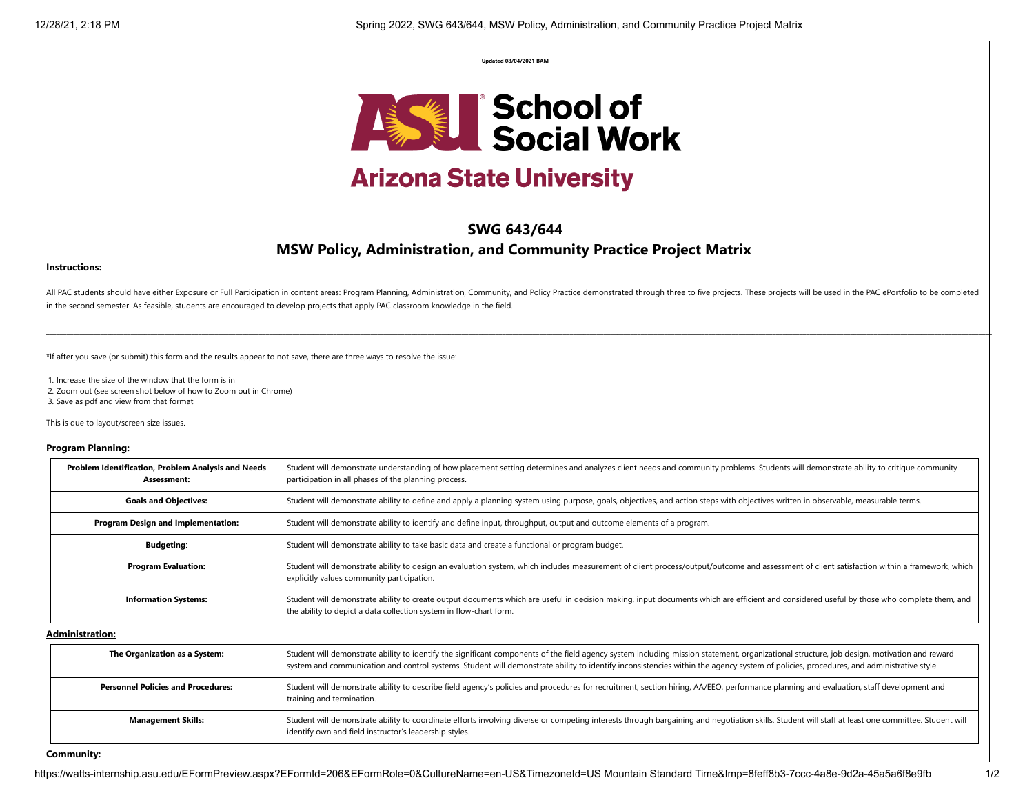**Updated 08/04/2021 BAM**

ASU School of Social Work

Arizona State University

## SWG 643/644

## MSW Policy, Administration, and Community Practice Project Matrix

**Instructions:**

All PAC students should have either Exposure or Full Participation in content areas: Program Planning, Administration, Community, and Policy Practice demonstrated through three to five projects. These projects will be used in the PAC ePortfolio to be completed in the second semester. As feasible, students are encouraged to develop projects that apply PAC classroom knowledge in the field.

---

*If after you save (or submit) this form and the results appear to not save, there are three ways to resolve the issue:

1. Increase the size of the window that the form is in
2. Zoom out (see screen shot below of how to Zoom out in Chrome)
3. Save as pdf and view from that format

This is due to layout/screen size issues.

**Program Planning:**

| | |
|---|---|
| **Problem Identification, Problem Analysis and Needs Assessment:** | Student will demonstrate understanding of how placement setting determines and analyzes client needs and community problems. Students will demonstrate ability to critique community participation in all phases of the planning process. |
| **Goals and Objectives:** | Student will demonstrate ability to define and apply a planning system using purpose, goals, objectives, and action steps with objectives written in observable, measurable terms. |
| **Program Design and Implementation:** | Student will demonstrate ability to identify and define input, throughput, output and outcome elements of a program. |
| **Budgeting**: | Student will demonstrate ability to take basic data and create a functional or program budget. |
| **Program Evaluation:** | Student will demonstrate ability to design an evaluation system, which includes measurement of client process/output/outcome and assessment of client satisfaction within a framework, which explicitly values community participation. |
| **Information Systems:** | Student will demonstrate ability to create output documents which are useful in decision making, input documents which are efficient and considered useful by those who complete them, and the ability to depict a data collection system in flow-chart form. |

**Administration:**

| | |
|---|---|
| **The Organization as a System:** | Student will demonstrate ability to identify the significant components of the field agency system including mission statement, organizational structure, job design, motivation and reward system and communication and control systems. Student will demonstrate ability to identify inconsistencies within the agency system of policies, procedures, and administrative style. |
| **Personnel Policies and Procedures:** | Student will demonstrate ability to describe field agency's policies and procedures for recruitment, section hiring, AA/EEO, performance planning and evaluation, staff development and training and termination. |
| **Management Skills:** | Student will demonstrate ability to coordinate efforts involving diverse or competing interests through bargaining and negotiation skills. Student will staff at least one committee. Student will identify own and field instructor's leadership styles. |

**Community:**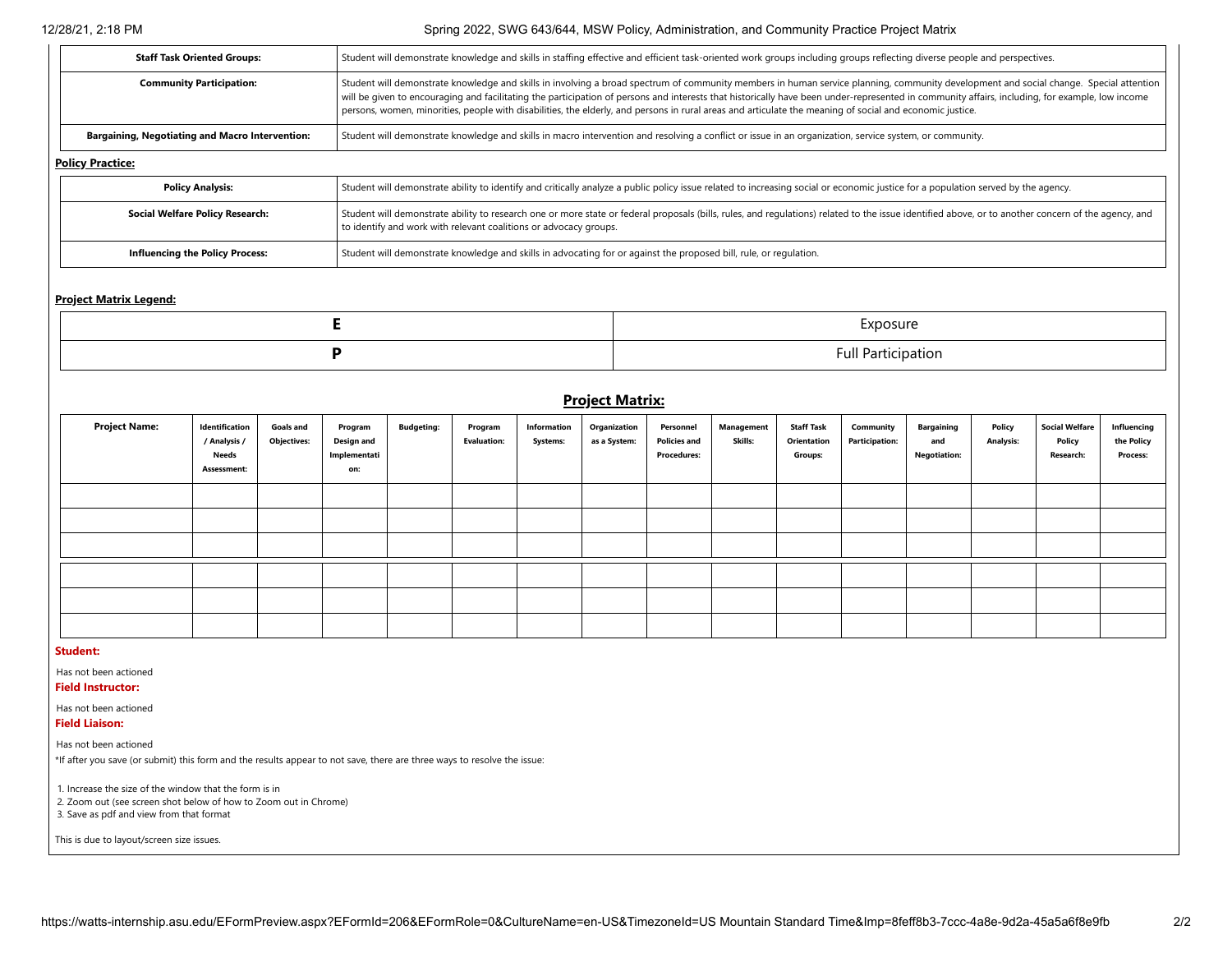| | |
|---|---|
| **Staff Task Oriented Groups:** | Student will demonstrate knowledge and skills in staffing effective and efficient task-oriented work groups including groups reflecting diverse people and perspectives. |
| **Community Participation:** | Student will demonstrate knowledge and skills in involving a broad spectrum of community members in human service planning, community development and social change. Special attention will be given to encouraging and facilitating the participation of persons and interests that historically have been under-represented in community affairs, including, for example, low income persons, women, minorities, people with disabilities, the elderly, and persons in rural areas and articulate the meaning of social and economic justice. |
| **Bargaining, Negotiating and Macro Intervention:** | Student will demonstrate knowledge and skills in macro intervention and resolving a conflict or issue in an organization, service system, or community. |

**Policy Practice:**

| | |
|---|---|
| **Policy Analysis:** | Student will demonstrate ability to identify and critically analyze a public policy issue related to increasing social or economic justice for a population served by the agency. |
| **Social Welfare Policy Research:** | Student will demonstrate ability to research one or more state or federal proposals (bills, rules, and regulations) related to the issue identified above, or to another concern of the agency, and to identify and work with relevant coalitions or advocacy groups. |
| **Influencing the Policy Process:** | Student will demonstrate knowledge and skills in advocating for or against the proposed bill, rule, or regulation. |

**Project Matrix Legend:**

| | |
|---|---|
| **E** | Exposure |
| **P** | Full Participation |

## Project Matrix:

| Project Name: | Identification / Analysis / Needs Assessment: | Goals and Objectives: | Program Design and Implementation: | Budgeting: | Program Evaluation: | Information Systems: | Organization as a System: | Personnel Policies and Procedures: | Management Skills: | Staff Task Orientation Groups: | Community Participation: | Bargaining and Negotiation: | Policy Analysis: | Social Welfare Policy Research: | Influencing the Policy Process: |
|---|---|---|---|---|---|---|---|---|---|---|---|---|---|---|---|
| | | | | | | | | | | | | | | | |
| | | | | | | | | | | | | | | | |
| | | | | | | | | | | | | | | | |
| | | | | | | | | | | | | | | | |
| | | | | | | | | | | | | | | | |
| | | | | | | | | | | | | | | | |

**Student:**

Has not been actioned

**Field Instructor:**

Has not been actioned

**Field Liaison:**

Has not been actioned

*If after you save (or submit) this form and the results appear to not save, there are three ways to resolve the issue:

1. Increase the size of the window that the form is in
2. Zoom out (see screen shot below of how to Zoom out in Chrome)
3. Save as pdf and view from that format

This is due to layout/screen size issues.